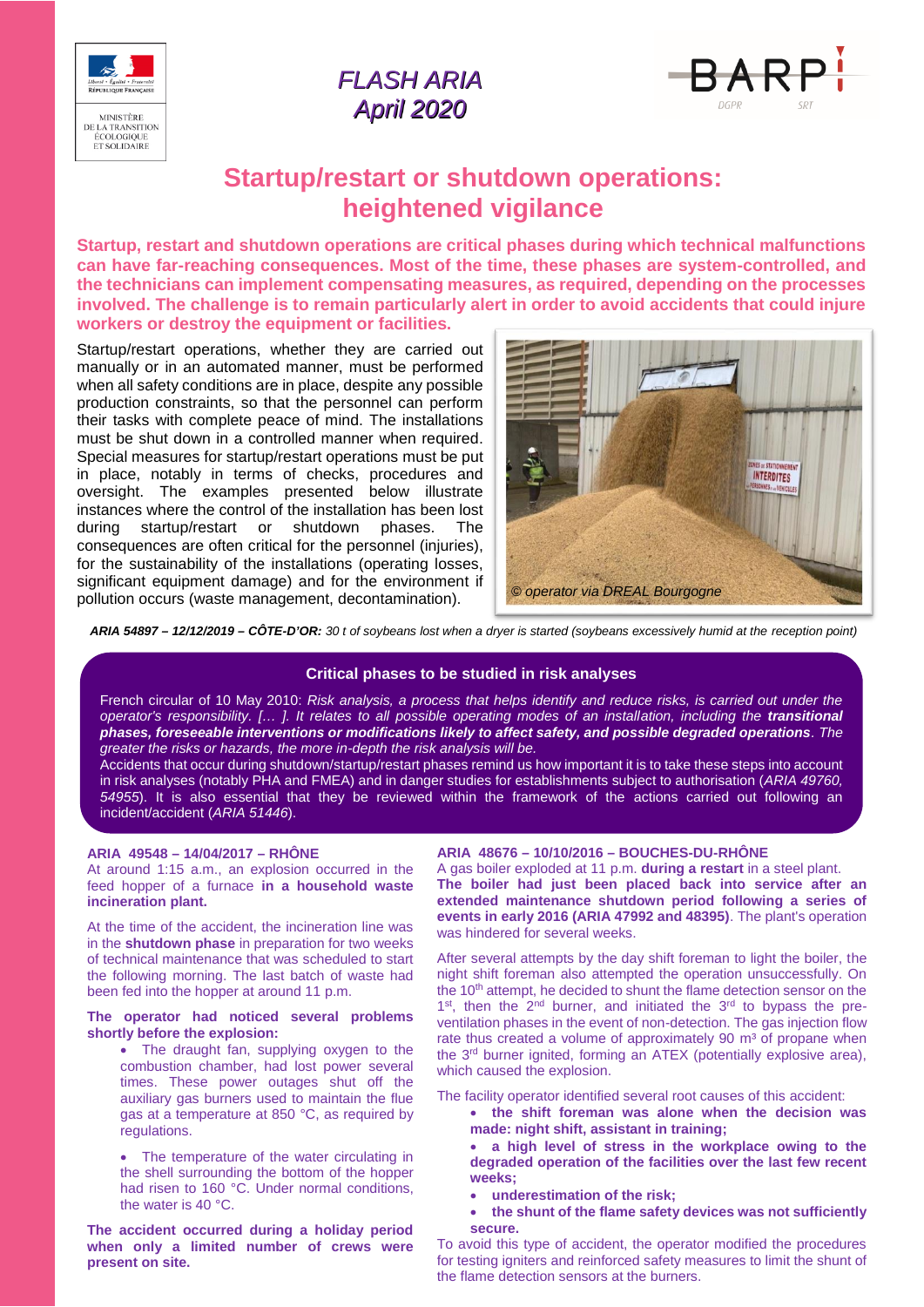FLASH ARIA
April 2020

# Startup/restart or shutdown operations: heightened vigilance

**Startup, restart and shutdown operations are critical phases during which technical malfunctions can have far-reaching consequences. Most of the time, these phases are system-controlled, and the technicians can implement compensating measures, as required, depending on the processes involved. The challenge is to remain particularly alert in order to avoid accidents that could injure workers or destroy the equipment or facilities.**

Startup/restart operations, whether they are carried out manually or in an automated manner, must be performed when all safety conditions are in place, despite any possible production constraints, so that the personnel can perform their tasks with complete peace of mind. The installations must be shut down in a controlled manner when required. Special measures for startup/restart operations must be put in place, notably in terms of checks, procedures and oversight. The examples presented below illustrate instances where the control of the installation has been lost during startup/restart or shutdown phases. The consequences are often critical for the personnel (injuries), for the sustainability of the installations (operating losses, significant equipment damage) and for the environment if pollution occurs (waste management, decontamination).

*© operator via DREAL Bourgogne*

***ARIA 54897 – 12/12/2019 – CÔTE-D'OR:** 30 t of soybeans lost when a dryer is started (soybeans excessively humid at the reception point)*

## Critical phases to be studied in risk analyses

French circular of 10 May 2010: *Risk analysis, a process that helps identify and reduce risks, is carried out under the operator's responsibility. [… ]. It relates to all possible operating modes of an installation, including the **transitional phases, foreseeable interventions or modifications likely to affect safety, and possible degraded operations**. The greater the risks or hazards, the more in-depth the risk analysis will be.*

Accidents that occur during shutdown/startup/restart phases remind us how important it is to take these steps into account in risk analyses (notably PHA and FMEA) and in danger studies for establishments subject to authorisation (*ARIA 49760, 54955*). It is also essential that they be reviewed within the framework of the actions carried out following an incident/accident (*ARIA 51446*).

### ARIA 49548 – 14/04/2017 – RHÔNE

At around 1:15 a.m., an explosion occurred in the feed hopper of a furnace **in a household waste incineration plant.**

At the time of the accident, the incineration line was in the **shutdown phase** in preparation for two weeks of technical maintenance that was scheduled to start the following morning. The last batch of waste had been fed into the hopper at around 11 p.m.

**The operator had noticed several problems shortly before the explosion:**

- The draught fan, supplying oxygen to the combustion chamber, had lost power several times. These power outages shut off the auxiliary gas burners used to maintain the flue gas at a temperature at 850 °C, as required by regulations.
- The temperature of the water circulating in the shell surrounding the bottom of the hopper had risen to 160 °C. Under normal conditions, the water is 40 °C.

**The accident occurred during a holiday period when only a limited number of crews were present on site.**

### ARIA 48676 – 10/10/2016 – BOUCHES-DU-RHÔNE

A gas boiler exploded at 11 p.m. **during a restart** in a steel plant. **The boiler had just been placed back into service after an extended maintenance shutdown period following a series of events in early 2016 (ARIA 47992 and 48395)**. The plant's operation was hindered for several weeks.

After several attempts by the day shift foreman to light the boiler, the night shift foreman also attempted the operation unsuccessfully. On the 10th attempt, he decided to shunt the flame detection sensor on the 1st, then the 2nd burner, and initiated the 3rd to bypass the pre-ventilation phases in the event of non-detection. The gas injection flow rate thus created a volume of approximately 90 m³ of propane when the 3rd burner ignited, forming an ATEX (potentially explosive area), which caused the explosion.

The facility operator identified several root causes of this accident:

- **the shift foreman was alone when the decision was made: night shift, assistant in training;**
- **a high level of stress in the workplace owing to the degraded operation of the facilities over the last few recent weeks;**
- **underestimation of the risk;**
- **the shunt of the flame safety devices was not sufficiently secure.**

To avoid this type of accident, the operator modified the procedures for testing igniters and reinforced safety measures to limit the shunt of the flame detection sensors at the burners.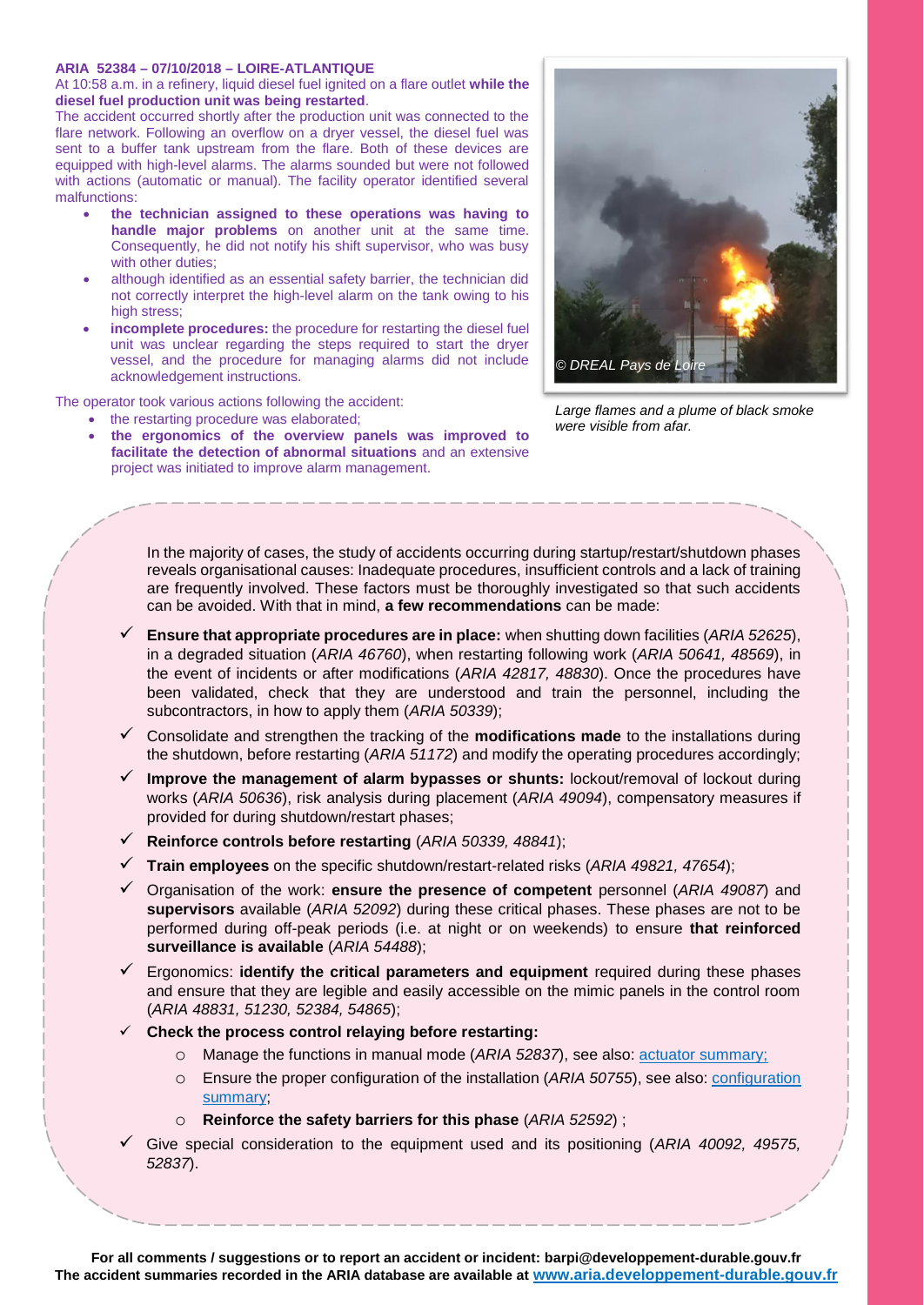**ARIA 52384 – 07/10/2018 – LOIRE-ATLANTIQUE**

At 10:58 a.m. in a refinery, liquid diesel fuel ignited on a flare outlet **while the diesel fuel production unit was being restarted**.

The accident occurred shortly after the production unit was connected to the flare network. Following an overflow on a dryer vessel, the diesel fuel was sent to a buffer tank upstream from the flare. Both of these devices are equipped with high-level alarms. The alarms sounded but were not followed with actions (automatic or manual). The facility operator identified several malfunctions:

- **the technician assigned to these operations was having to handle major problems** on another unit at the same time. Consequently, he did not notify his shift supervisor, who was busy with other duties;
- although identified as an essential safety barrier, the technician did not correctly interpret the high-level alarm on the tank owing to his high stress;
- **incomplete procedures:** the procedure for restarting the diesel fuel unit was unclear regarding the steps required to start the dryer vessel, and the procedure for managing alarms did not include acknowledgement instructions.

The operator took various actions following the accident:

- the restarting procedure was elaborated;
- **the ergonomics of the overview panels was improved to facilitate the detection of abnormal situations** and an extensive project was initiated to improve alarm management.

© DREAL Pays de Loire

*Large flames and a plume of black smoke were visible from afar.*

In the majority of cases, the study of accidents occurring during startup/restart/shutdown phases reveals organisational causes: Inadequate procedures, insufficient controls and a lack of training are frequently involved. These factors must be thoroughly investigated so that such accidents can be avoided. With that in mind, **a few recommendations** can be made:

- ✓ **Ensure that appropriate procedures are in place:** when shutting down facilities (*ARIA 52625*), in a degraded situation (*ARIA 46760*), when restarting following work (*ARIA 50641, 48569*), in the event of incidents or after modifications (*ARIA 42817, 48830*). Once the procedures have been validated, check that they are understood and train the personnel, including the subcontractors, in how to apply them (*ARIA 50339*);
- ✓ Consolidate and strengthen the tracking of the **modifications made** to the installations during the shutdown, before restarting (*ARIA 51172*) and modify the operating procedures accordingly;
- ✓ **Improve the management of alarm bypasses or shunts:** lockout/removal of lockout during works (*ARIA 50636*), risk analysis during placement (*ARIA 49094*), compensatory measures if provided for during shutdown/restart phases;
- ✓ **Reinforce controls before restarting** (*ARIA 50339, 48841*);
- ✓ **Train employees** on the specific shutdown/restart-related risks (*ARIA 49821, 47654*);
- ✓ Organisation of the work: **ensure the presence of competent** personnel (*ARIA 49087*) and **supervisors** available (*ARIA 52092*) during these critical phases. These phases are not to be performed during off-peak periods (i.e. at night or on weekends) to ensure **that reinforced surveillance is available** (*ARIA 54488*);
- ✓ Ergonomics: **identify the critical parameters and equipment** required during these phases and ensure that they are legible and easily accessible on the mimic panels in the control room (*ARIA 48831, 51230, 52384, 54865*);
- ✓ **Check the process control relaying before restarting:**
  - Manage the functions in manual mode (*ARIA 52837*), see also: actuator summary;
  - Ensure the proper configuration of the installation (*ARIA 50755*), see also: configuration summary;
  - **Reinforce the safety barriers for this phase** (*ARIA 52592*) ;
- ✓ Give special consideration to the equipment used and its positioning (*ARIA 40092, 49575, 52837*).

**For all comments / suggestions or to report an accident or incident: barpi@developpement-durable.gouv.fr**
**The accident summaries recorded in the ARIA database are available at www.aria.developpement-durable.gouv.fr**